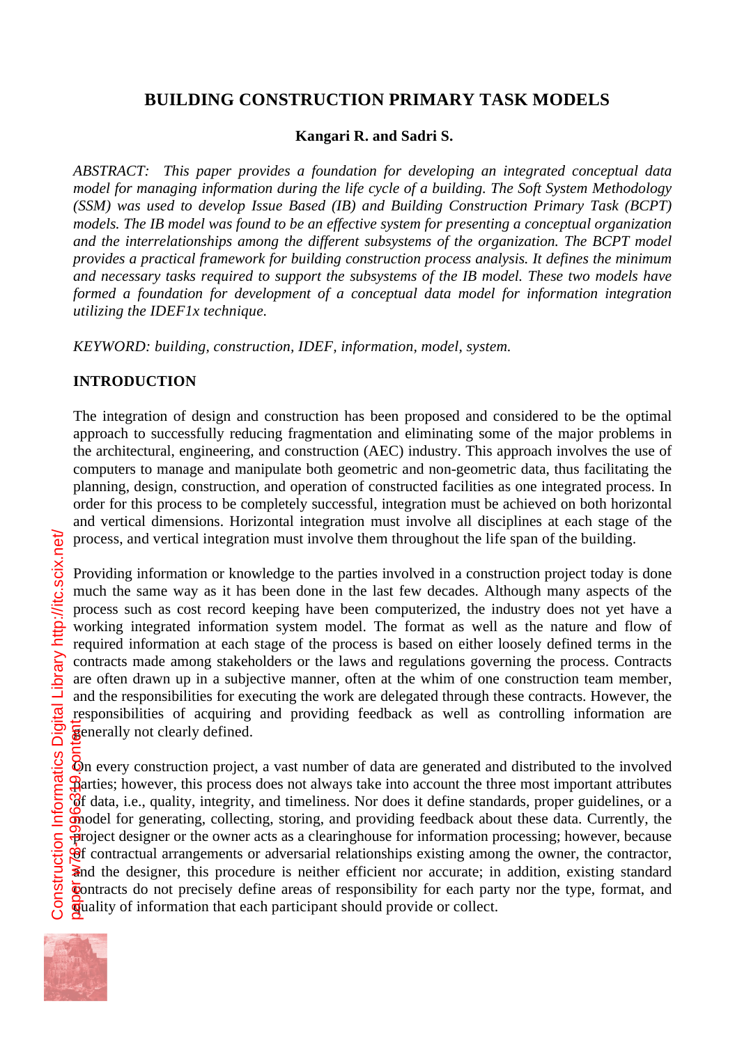# BUILDING CONSTRUCTION PRIMARY TASK MODELS

**Kangari R. and Sadri S.**

*ABSTRACT: This paper provides a foundation for developing an integrated conceptual data model for managing information during the life cycle of a building. The Soft System Methodology (SSM) was used to develop Issue Based (IB) and Building Construction Primary Task (BCPT) models. The IB model was found to be an effective system for presenting a conceptual organization and the interrelationships among the different subsystems of the organization. The BCPT model provides a practical framework for building construction process analysis. It defines the minimum and necessary tasks required to support the subsystems of the IB model. These two models have formed a foundation for development of a conceptual data model for information integration utilizing the IDEF1x technique.*

*KEYWORD: building, construction, IDEF, information, model, system.*

## INTRODUCTION

The integration of design and construction has been proposed and considered to be the optimal approach to successfully reducing fragmentation and eliminating some of the major problems in the architectural, engineering, and construction (AEC) industry. This approach involves the use of computers to manage and manipulate both geometric and non-geometric data, thus facilitating the planning, design, construction, and operation of constructed facilities as one integrated process. In order for this process to be completely successful, integration must be achieved on both horizontal and vertical dimensions. Horizontal integration must involve all disciplines at each stage of the process, and vertical integration must involve them throughout the life span of the building.

Providing information or knowledge to the parties involved in a construction project today is done much the same way as it has been done in the last few decades. Although many aspects of the process such as cost record keeping have been computerized, the industry does not yet have a working integrated information system model. The format as well as the nature and flow of required information at each stage of the process is based on either loosely defined terms in the contracts made among stakeholders or the laws and regulations governing the process. Contracts are often drawn up in a subjective manner, often at the whim of one construction team member, and the responsibilities for executing the work are delegated through these contracts. However, the responsibilities of acquiring and providing feedback as well as controlling information are generally not clearly defined.

On every construction project, a vast number of data are generated and distributed to the involved parties; however, this process does not always take into account the three most important attributes of data, i.e., quality, integrity, and timeliness. Nor does it define standards, proper guidelines, or a model for generating, collecting, storing, and providing feedback about these data. Currently, the project designer or the owner acts as a clearinghouse for information processing; however, because of contractual arrangements or adversarial relationships existing among the owner, the contractor, and the designer, this procedure is neither efficient nor accurate; in addition, existing standard contracts do not precisely define areas of responsibility for each party nor the type, format, and quality of information that each participant should provide or collect.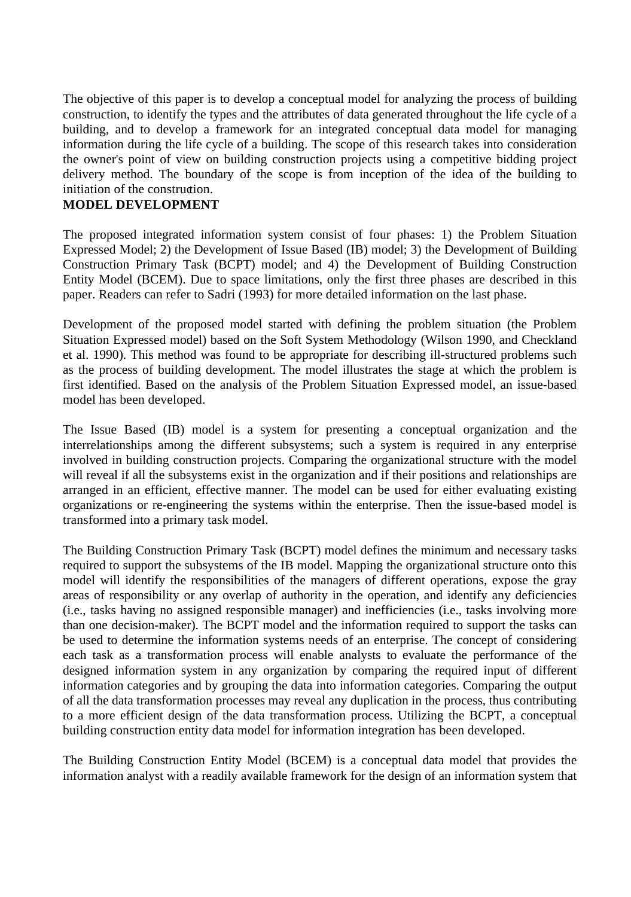The objective of this paper is to develop a conceptual model for analyzing the process of building construction, to identify the types and the attributes of data generated throughout the life cycle of a building, and to develop a framework for an integrated conceptual data model for managing information during the life cycle of a building. The scope of this research takes into consideration the owner's point of view on building construction projects using a competitive bidding project delivery method. The boundary of the scope is from inception of the idea of the building to initiation of the construction.

## MODEL DEVELOPMENT

The proposed integrated information system consist of four phases: 1) the Problem Situation Expressed Model; 2) the Development of Issue Based (IB) model; 3) the Development of Building Construction Primary Task (BCPT) model; and 4) the Development of Building Construction Entity Model (BCEM). Due to space limitations, only the first three phases are described in this paper. Readers can refer to Sadri (1993) for more detailed information on the last phase.

Development of the proposed model started with defining the problem situation (the Problem Situation Expressed model) based on the Soft System Methodology (Wilson 1990, and Checkland et al. 1990). This method was found to be appropriate for describing ill-structured problems such as the process of building development. The model illustrates the stage at which the problem is first identified. Based on the analysis of the Problem Situation Expressed model, an issue-based model has been developed.

The Issue Based (IB) model is a system for presenting a conceptual organization and the interrelationships among the different subsystems; such a system is required in any enterprise involved in building construction projects. Comparing the organizational structure with the model will reveal if all the subsystems exist in the organization and if their positions and relationships are arranged in an efficient, effective manner. The model can be used for either evaluating existing organizations or re-engineering the systems within the enterprise. Then the issue-based model is transformed into a primary task model.

The Building Construction Primary Task (BCPT) model defines the minimum and necessary tasks required to support the subsystems of the IB model. Mapping the organizational structure onto this model will identify the responsibilities of the managers of different operations, expose the gray areas of responsibility or any overlap of authority in the operation, and identify any deficiencies (i.e., tasks having no assigned responsible manager) and inefficiencies (i.e., tasks involving more than one decision-maker). The BCPT model and the information required to support the tasks can be used to determine the information systems needs of an enterprise. The concept of considering each task as a transformation process will enable analysts to evaluate the performance of the designed information system in any organization by comparing the required input of different information categories and by grouping the data into information categories. Comparing the output of all the data transformation processes may reveal any duplication in the process, thus contributing to a more efficient design of the data transformation process. Utilizing the BCPT, a conceptual building construction entity data model for information integration has been developed.

The Building Construction Entity Model (BCEM) is a conceptual data model that provides the information analyst with a readily available framework for the design of an information system that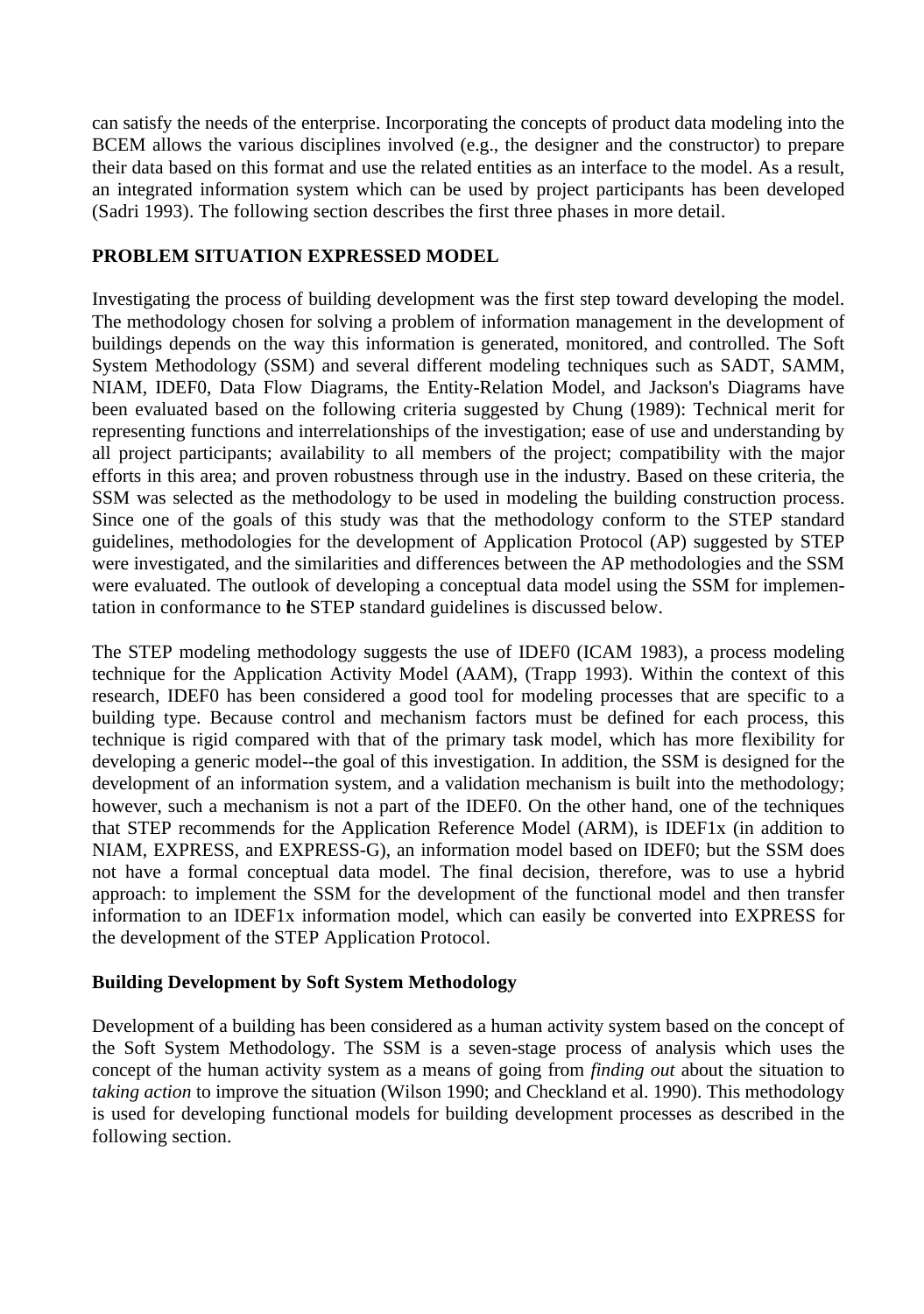can satisfy the needs of the enterprise. Incorporating the concepts of product data modeling into the BCEM allows the various disciplines involved (e.g., the designer and the constructor) to prepare their data based on this format and use the related entities as an interface to the model. As a result, an integrated information system which can be used by project participants has been developed (Sadri 1993). The following section describes the first three phases in more detail.

## PROBLEM SITUATION EXPRESSED MODEL

Investigating the process of building development was the first step toward developing the model. The methodology chosen for solving a problem of information management in the development of buildings depends on the way this information is generated, monitored, and controlled. The Soft System Methodology (SSM) and several different modeling techniques such as SADT, SAMM, NIAM, IDEF0, Data Flow Diagrams, the Entity-Relation Model, and Jackson's Diagrams have been evaluated based on the following criteria suggested by Chung (1989): Technical merit for representing functions and interrelationships of the investigation; ease of use and understanding by all project participants; availability to all members of the project; compatibility with the major efforts in this area; and proven robustness through use in the industry. Based on these criteria, the SSM was selected as the methodology to be used in modeling the building construction process. Since one of the goals of this study was that the methodology conform to the STEP standard guidelines, methodologies for the development of Application Protocol (AP) suggested by STEP were investigated, and the similarities and differences between the AP methodologies and the SSM were evaluated. The outlook of developing a conceptual data model using the SSM for implementation in conformance to the STEP standard guidelines is discussed below.

The STEP modeling methodology suggests the use of IDEF0 (ICAM 1983), a process modeling technique for the Application Activity Model (AAM), (Trapp 1993). Within the context of this research, IDEF0 has been considered a good tool for modeling processes that are specific to a building type. Because control and mechanism factors must be defined for each process, this technique is rigid compared with that of the primary task model, which has more flexibility for developing a generic model--the goal of this investigation. In addition, the SSM is designed for the development of an information system, and a validation mechanism is built into the methodology; however, such a mechanism is not a part of the IDEF0. On the other hand, one of the techniques that STEP recommends for the Application Reference Model (ARM), is IDEF1x (in addition to NIAM, EXPRESS, and EXPRESS-G), an information model based on IDEF0; but the SSM does not have a formal conceptual data model. The final decision, therefore, was to use a hybrid approach: to implement the SSM for the development of the functional model and then transfer information to an IDEF1x information model, which can easily be converted into EXPRESS for the development of the STEP Application Protocol.

### Building Development by Soft System Methodology

Development of a building has been considered as a human activity system based on the concept of the Soft System Methodology. The SSM is a seven-stage process of analysis which uses the concept of the human activity system as a means of going from *finding out* about the situation to *taking action* to improve the situation (Wilson 1990; and Checkland et al. 1990). This methodology is used for developing functional models for building development processes as described in the following section.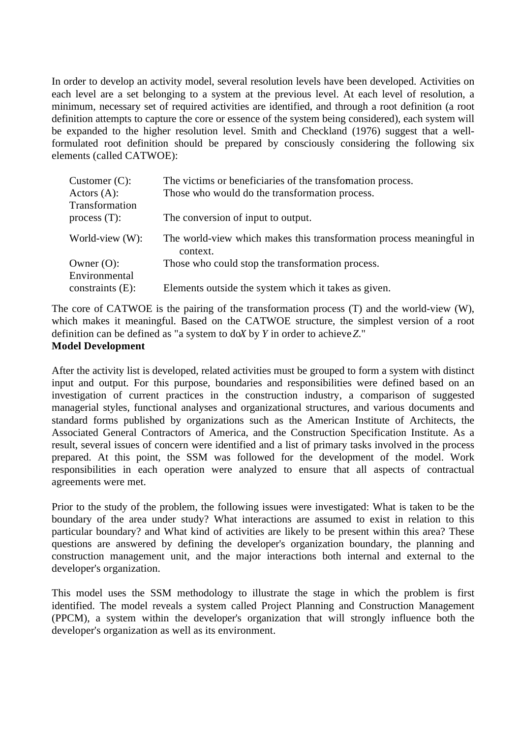In order to develop an activity model, several resolution levels have been developed. Activities on each level are a set belonging to a system at the previous level. At each level of resolution, a minimum, necessary set of required activities are identified, and through a root definition (a root definition attempts to capture the core or essence of the system being considered), each system will be expanded to the higher resolution level. Smith and Checkland (1976) suggest that a well-formulated root definition should be prepared by consciously considering the following six elements (called CATWOE):

| | |
|---|---|
| Customer (C): | The victims or beneficiaries of the transformation process. |
| Actors (A): | Those who would do the transformation process. |
| Transformation process (T): | The conversion of input to output. |
| World-view (W): | The world-view which makes this transformation process meaningful in context. |
| Owner (O): | Those who could stop the transformation process. |
| Environmental constraints (E): | Elements outside the system which it takes as given. |

The core of CATWOE is the pairing of the transformation process (T) and the world-view (W), which makes it meaningful. Based on the CATWOE structure, the simplest version of a root definition can be defined as "a system to do *X* by *Y* in order to achieve *Z*."

**Model Development**

After the activity list is developed, related activities must be grouped to form a system with distinct input and output. For this purpose, boundaries and responsibilities were defined based on an investigation of current practices in the construction industry, a comparison of suggested managerial styles, functional analyses and organizational structures, and various documents and standard forms published by organizations such as the American Institute of Architects, the Associated General Contractors of America, and the Construction Specification Institute. As a result, several issues of concern were identified and a list of primary tasks involved in the process prepared. At this point, the SSM was followed for the development of the model. Work responsibilities in each operation were analyzed to ensure that all aspects of contractual agreements were met.

Prior to the study of the problem, the following issues were investigated: What is taken to be the boundary of the area under study? What interactions are assumed to exist in relation to this particular boundary? and What kind of activities are likely to be present within this area? These questions are answered by defining the developer's organization boundary, the planning and construction management unit, and the major interactions both internal and external to the developer's organization.

This model uses the SSM methodology to illustrate the stage in which the problem is first identified. The model reveals a system called Project Planning and Construction Management (PPCM), a system within the developer's organization that will strongly influence both the developer's organization as well as its environment.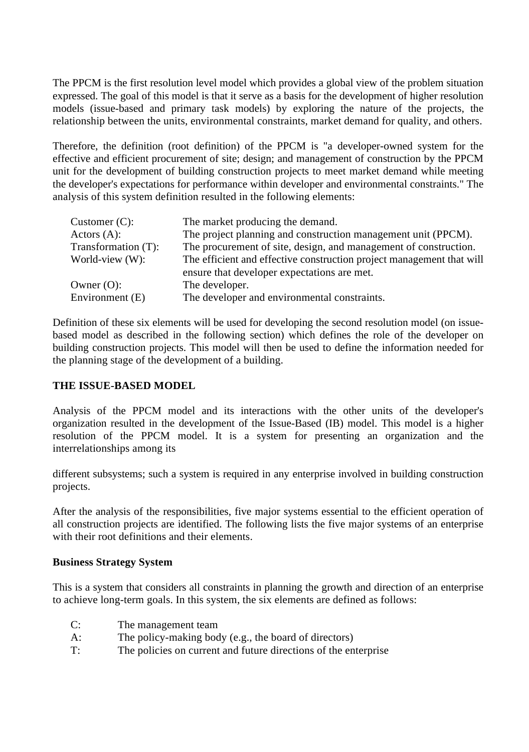The PPCM is the first resolution level model which provides a global view of the problem situation expressed. The goal of this model is that it serve as a basis for the development of higher resolution models (issue-based and primary task models) by exploring the nature of the projects, the relationship between the units, environmental constraints, market demand for quality, and others.

Therefore, the definition (root definition) of the PPCM is "a developer-owned system for the effective and efficient procurement of site; design; and management of construction by the PPCM unit for the development of building construction projects to meet market demand while meeting the developer's expectations for performance within developer and environmental constraints." The analysis of this system definition resulted in the following elements:

| | |
|---|---|
| Customer (C): | The market producing the demand. |
| Actors (A): | The project planning and construction management unit (PPCM). |
| Transformation (T): | The procurement of site, design, and management of construction. |
| World-view (W): | The efficient and effective construction project management that will ensure that developer expectations are met. |
| Owner (O): | The developer. |
| Environment (E) | The developer and environmental constraints. |

Definition of these six elements will be used for developing the second resolution model (on issue-based model as described in the following section) which defines the role of the developer on building construction projects. This model will then be used to define the information needed for the planning stage of the development of a building.

## THE ISSUE-BASED MODEL

Analysis of the PPCM model and its interactions with the other units of the developer's organization resulted in the development of the Issue-Based (IB) model. This model is a higher resolution of the PPCM model. It is a system for presenting an organization and the interrelationships among its

different subsystems; such a system is required in any enterprise involved in building construction projects.

After the analysis of the responsibilities, five major systems essential to the efficient operation of all construction projects are identified. The following lists the five major systems of an enterprise with their root definitions and their elements.

### Business Strategy System

This is a system that considers all constraints in planning the growth and direction of an enterprise to achieve long-term goals. In this system, the six elements are defined as follows:

| | |
|---|---|
| C: | The management team |
| A: | The policy-making body (e.g., the board of directors) |
| T: | The policies on current and future directions of the enterprise |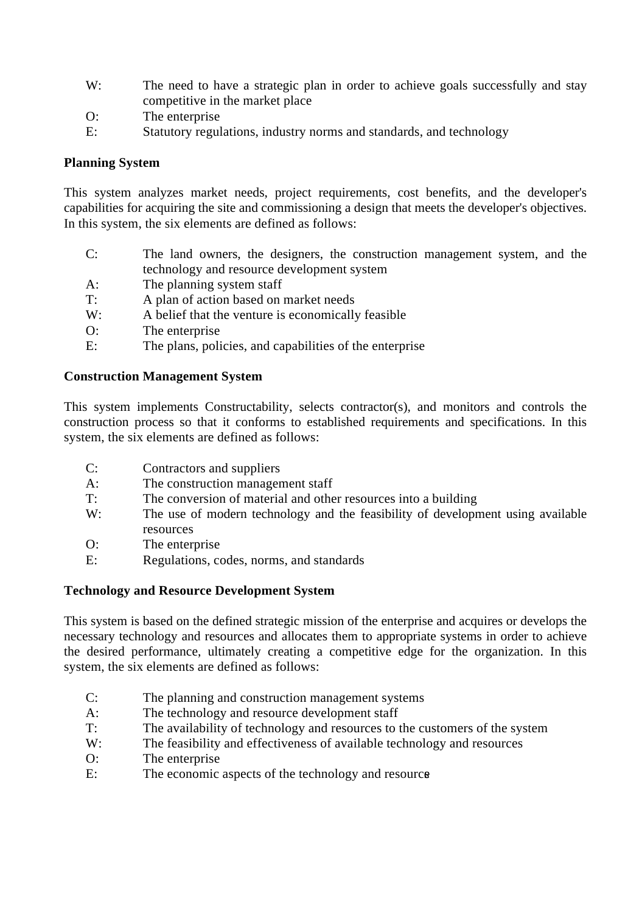W: The need to have a strategic plan in order to achieve goals successfully and stay competitive in the market place
O: The enterprise
E: Statutory regulations, industry norms and standards, and technology

**Planning System**

This system analyzes market needs, project requirements, cost benefits, and the developer's capabilities for acquiring the site and commissioning a design that meets the developer's objectives. In this system, the six elements are defined as follows:

C: The land owners, the designers, the construction management system, and the technology and resource development system
A: The planning system staff
T: A plan of action based on market needs
W: A belief that the venture is economically feasible
O: The enterprise
E: The plans, policies, and capabilities of the enterprise

**Construction Management System**

This system implements Constructability, selects contractor(s), and monitors and controls the construction process so that it conforms to established requirements and specifications. In this system, the six elements are defined as follows:

C: Contractors and suppliers
A: The construction management staff
T: The conversion of material and other resources into a building
W: The use of modern technology and the feasibility of development using available resources
O: The enterprise
E: Regulations, codes, norms, and standards

**Technology and Resource Development System**

This system is based on the defined strategic mission of the enterprise and acquires or develops the necessary technology and resources and allocates them to appropriate systems in order to achieve the desired performance, ultimately creating a competitive edge for the organization. In this system, the six elements are defined as follows:

C: The planning and construction management systems
A: The technology and resource development staff
T: The availability of technology and resources to the customers of the system
W: The feasibility and effectiveness of available technology and resources
O: The enterprise
E: The economic aspects of the technology and resource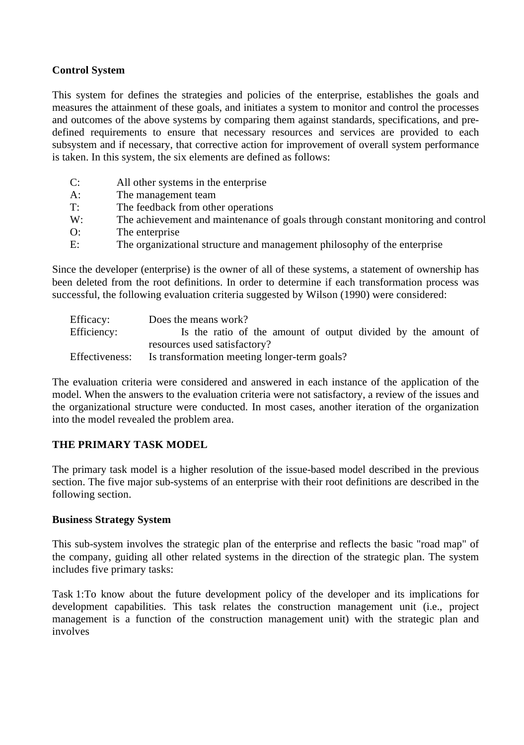**Control System**

This system for defines the strategies and policies of the enterprise, establishes the goals and measures the attainment of these goals, and initiates a system to monitor and control the processes and outcomes of the above systems by comparing them against standards, specifications, and pre-defined requirements to ensure that necessary resources and services are provided to each subsystem and if necessary, that corrective action for improvement of overall system performance is taken. In this system, the six elements are defined as follows:

| | |
|---|---|
| C: | All other systems in the enterprise |
| A: | The management team |
| T: | The feedback from other operations |
| W: | The achievement and maintenance of goals through constant monitoring and control |
| O: | The enterprise |
| E: | The organizational structure and management philosophy of the enterprise |

Since the developer (enterprise) is the owner of all of these systems, a statement of ownership has been deleted from the root definitions. In order to determine if each transformation process was successful, the following evaluation criteria suggested by Wilson (1990) were considered:

| | |
|---|---|
| Efficacy: | Does the means work? |
| Efficiency: | Is the ratio of the amount of output divided by the amount of resources used satisfactory? |
| Effectiveness: | Is transformation meeting longer-term goals? |

The evaluation criteria were considered and answered in each instance of the application of the model. When the answers to the evaluation criteria were not satisfactory, a review of the issues and the organizational structure were conducted. In most cases, another iteration of the organization into the model revealed the problem area.

## THE PRIMARY TASK MODEL

The primary task model is a higher resolution of the issue-based model described in the previous section. The five major sub-systems of an enterprise with their root definitions are described in the following section.

**Business Strategy System**

This sub-system involves the strategic plan of the enterprise and reflects the basic "road map" of the company, guiding all other related systems in the direction of the strategic plan. The system includes five primary tasks:

Task 1:To know about the future development policy of the developer and its implications for development capabilities. This task relates the construction management unit (i.e., project management is a function of the construction management unit) with the strategic plan and involves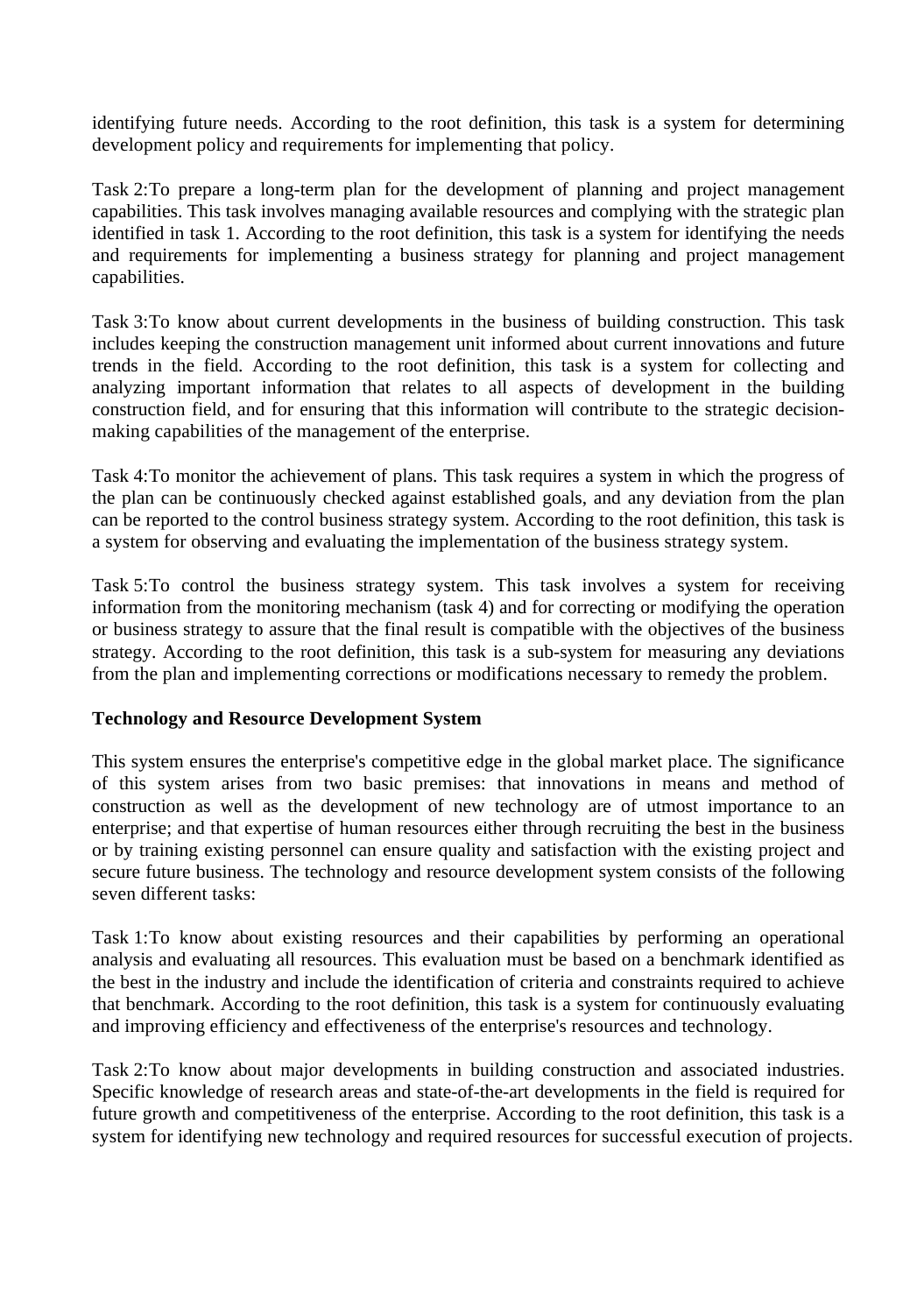identifying future needs. According to the root definition, this task is a system for determining development policy and requirements for implementing that policy.

Task 2:To prepare a long-term plan for the development of planning and project management capabilities. This task involves managing available resources and complying with the strategic plan identified in task 1. According to the root definition, this task is a system for identifying the needs and requirements for implementing a business strategy for planning and project management capabilities.

Task 3:To know about current developments in the business of building construction. This task includes keeping the construction management unit informed about current innovations and future trends in the field. According to the root definition, this task is a system for collecting and analyzing important information that relates to all aspects of development in the building construction field, and for ensuring that this information will contribute to the strategic decision-making capabilities of the management of the enterprise.

Task 4:To monitor the achievement of plans. This task requires a system in which the progress of the plan can be continuously checked against established goals, and any deviation from the plan can be reported to the control business strategy system. According to the root definition, this task is a system for observing and evaluating the implementation of the business strategy system.

Task 5:To control the business strategy system. This task involves a system for receiving information from the monitoring mechanism (task 4) and for correcting or modifying the operation or business strategy to assure that the final result is compatible with the objectives of the business strategy. According to the root definition, this task is a sub-system for measuring any deviations from the plan and implementing corrections or modifications necessary to remedy the problem.

**Technology and Resource Development System**

This system ensures the enterprise's competitive edge in the global market place. The significance of this system arises from two basic premises: that innovations in means and method of construction as well as the development of new technology are of utmost importance to an enterprise; and that expertise of human resources either through recruiting the best in the business or by training existing personnel can ensure quality and satisfaction with the existing project and secure future business. The technology and resource development system consists of the following seven different tasks:

Task 1:To know about existing resources and their capabilities by performing an operational analysis and evaluating all resources. This evaluation must be based on a benchmark identified as the best in the industry and include the identification of criteria and constraints required to achieve that benchmark. According to the root definition, this task is a system for continuously evaluating and improving efficiency and effectiveness of the enterprise's resources and technology.

Task 2:To know about major developments in building construction and associated industries. Specific knowledge of research areas and state-of-the-art developments in the field is required for future growth and competitiveness of the enterprise. According to the root definition, this task is a system for identifying new technology and required resources for successful execution of projects.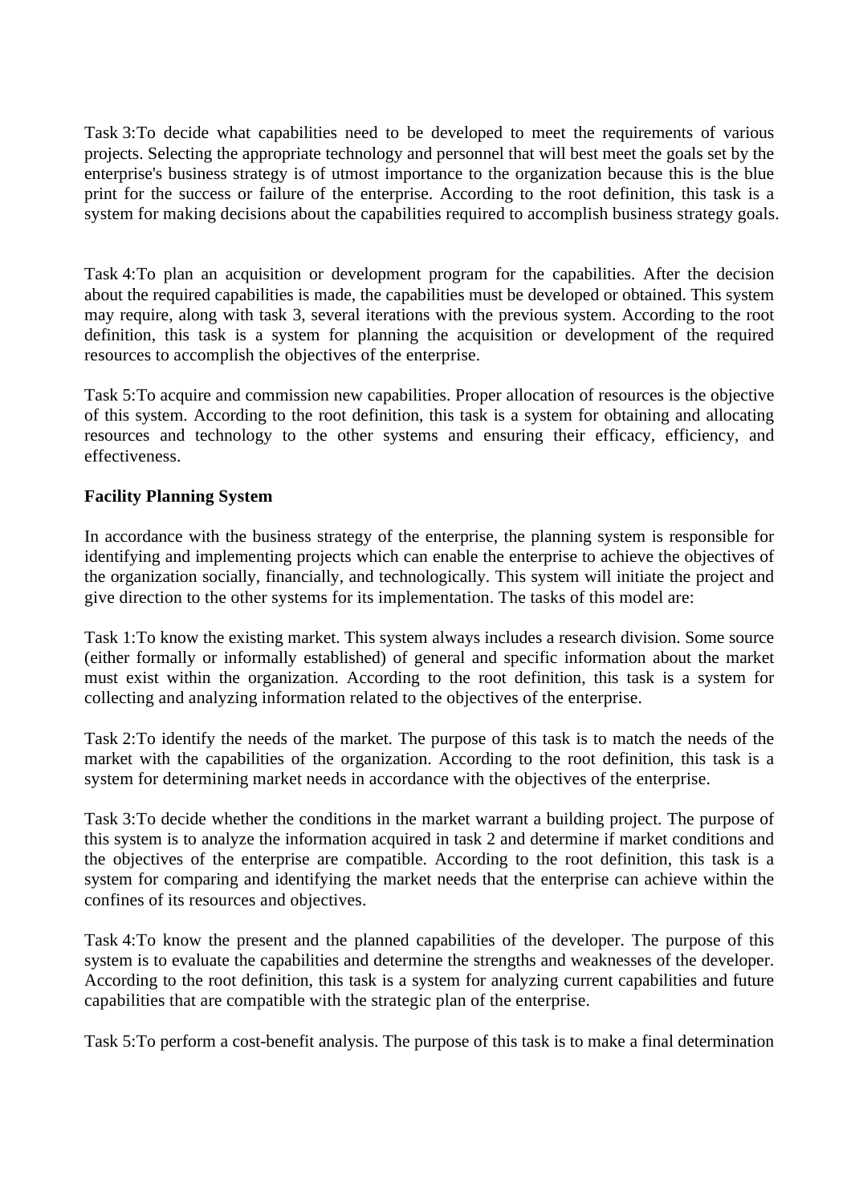Task 3:To decide what capabilities need to be developed to meet the requirements of various projects. Selecting the appropriate technology and personnel that will best meet the goals set by the enterprise's business strategy is of utmost importance to the organization because this is the blue print for the success or failure of the enterprise. According to the root definition, this task is a system for making decisions about the capabilities required to accomplish business strategy goals.

Task 4:To plan an acquisition or development program for the capabilities. After the decision about the required capabilities is made, the capabilities must be developed or obtained. This system may require, along with task 3, several iterations with the previous system. According to the root definition, this task is a system for planning the acquisition or development of the required resources to accomplish the objectives of the enterprise.

Task 5:To acquire and commission new capabilities. Proper allocation of resources is the objective of this system. According to the root definition, this task is a system for obtaining and allocating resources and technology to the other systems and ensuring their efficacy, efficiency, and effectiveness.

**Facility Planning System**

In accordance with the business strategy of the enterprise, the planning system is responsible for identifying and implementing projects which can enable the enterprise to achieve the objectives of the organization socially, financially, and technologically. This system will initiate the project and give direction to the other systems for its implementation. The tasks of this model are:

Task 1:To know the existing market. This system always includes a research division. Some source (either formally or informally established) of general and specific information about the market must exist within the organization. According to the root definition, this task is a system for collecting and analyzing information related to the objectives of the enterprise.

Task 2:To identify the needs of the market. The purpose of this task is to match the needs of the market with the capabilities of the organization. According to the root definition, this task is a system for determining market needs in accordance with the objectives of the enterprise.

Task 3:To decide whether the conditions in the market warrant a building project. The purpose of this system is to analyze the information acquired in task 2 and determine if market conditions and the objectives of the enterprise are compatible. According to the root definition, this task is a system for comparing and identifying the market needs that the enterprise can achieve within the confines of its resources and objectives.

Task 4:To know the present and the planned capabilities of the developer. The purpose of this system is to evaluate the capabilities and determine the strengths and weaknesses of the developer. According to the root definition, this task is a system for analyzing current capabilities and future capabilities that are compatible with the strategic plan of the enterprise.

Task 5:To perform a cost-benefit analysis. The purpose of this task is to make a final determination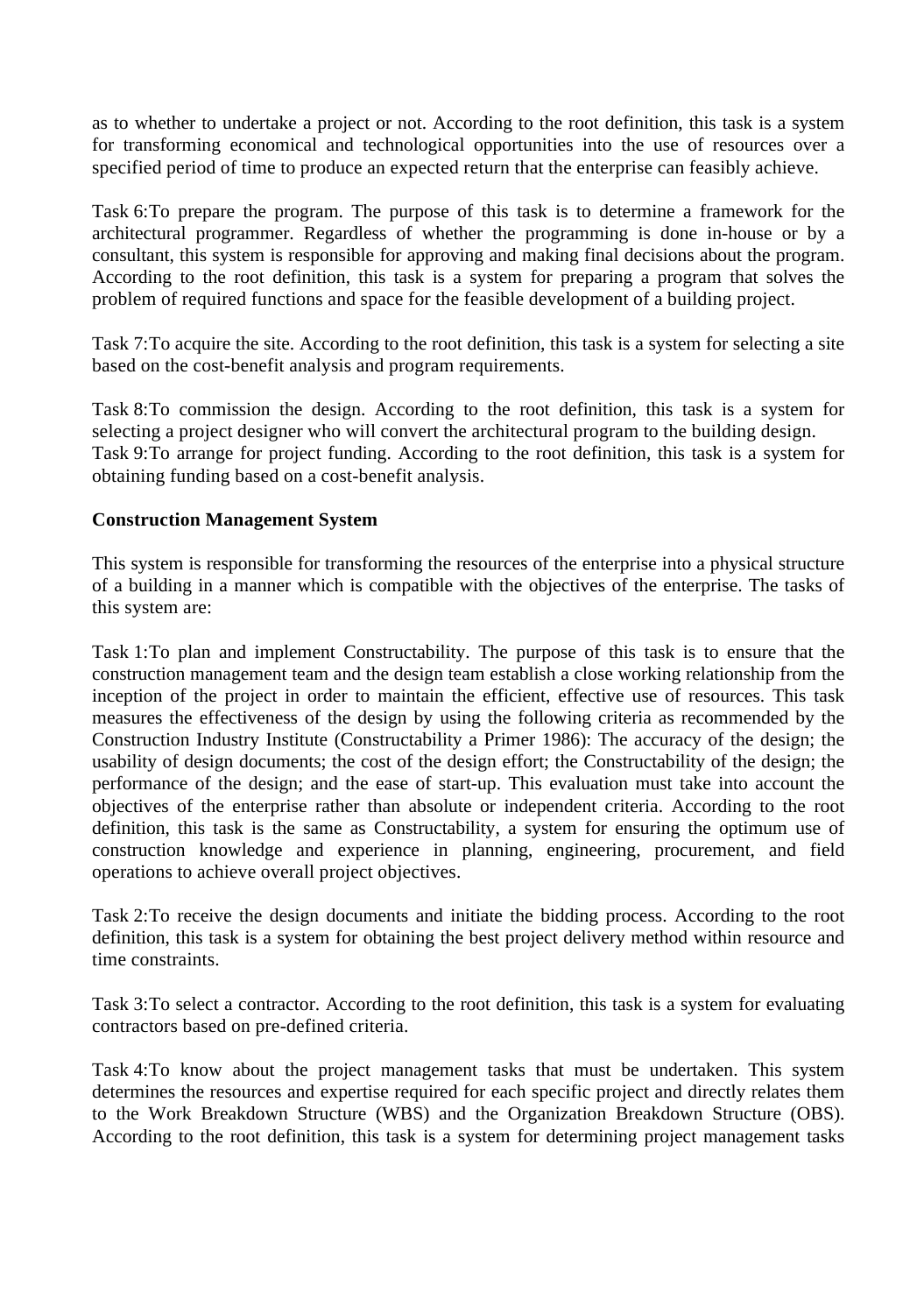as to whether to undertake a project or not. According to the root definition, this task is a system for transforming economical and technological opportunities into the use of resources over a specified period of time to produce an expected return that the enterprise can feasibly achieve.

Task 6:To prepare the program. The purpose of this task is to determine a framework for the architectural programmer. Regardless of whether the programming is done in-house or by a consultant, this system is responsible for approving and making final decisions about the program. According to the root definition, this task is a system for preparing a program that solves the problem of required functions and space for the feasible development of a building project.

Task 7:To acquire the site. According to the root definition, this task is a system for selecting a site based on the cost-benefit analysis and program requirements.

Task 8:To commission the design. According to the root definition, this task is a system for selecting a project designer who will convert the architectural program to the building design.
Task 9:To arrange for project funding. According to the root definition, this task is a system for obtaining funding based on a cost-benefit analysis.

**Construction Management System**

This system is responsible for transforming the resources of the enterprise into a physical structure of a building in a manner which is compatible with the objectives of the enterprise. The tasks of this system are:

Task 1:To plan and implement Constructability. The purpose of this task is to ensure that the construction management team and the design team establish a close working relationship from the inception of the project in order to maintain the efficient, effective use of resources. This task measures the effectiveness of the design by using the following criteria as recommended by the Construction Industry Institute (Constructability a Primer 1986): The accuracy of the design; the usability of design documents; the cost of the design effort; the Constructability of the design; the performance of the design; and the ease of start-up. This evaluation must take into account the objectives of the enterprise rather than absolute or independent criteria. According to the root definition, this task is the same as Constructability, a system for ensuring the optimum use of construction knowledge and experience in planning, engineering, procurement, and field operations to achieve overall project objectives.

Task 2:To receive the design documents and initiate the bidding process. According to the root definition, this task is a system for obtaining the best project delivery method within resource and time constraints.

Task 3:To select a contractor. According to the root definition, this task is a system for evaluating contractors based on pre-defined criteria.

Task 4:To know about the project management tasks that must be undertaken. This system determines the resources and expertise required for each specific project and directly relates them to the Work Breakdown Structure (WBS) and the Organization Breakdown Structure (OBS). According to the root definition, this task is a system for determining project management tasks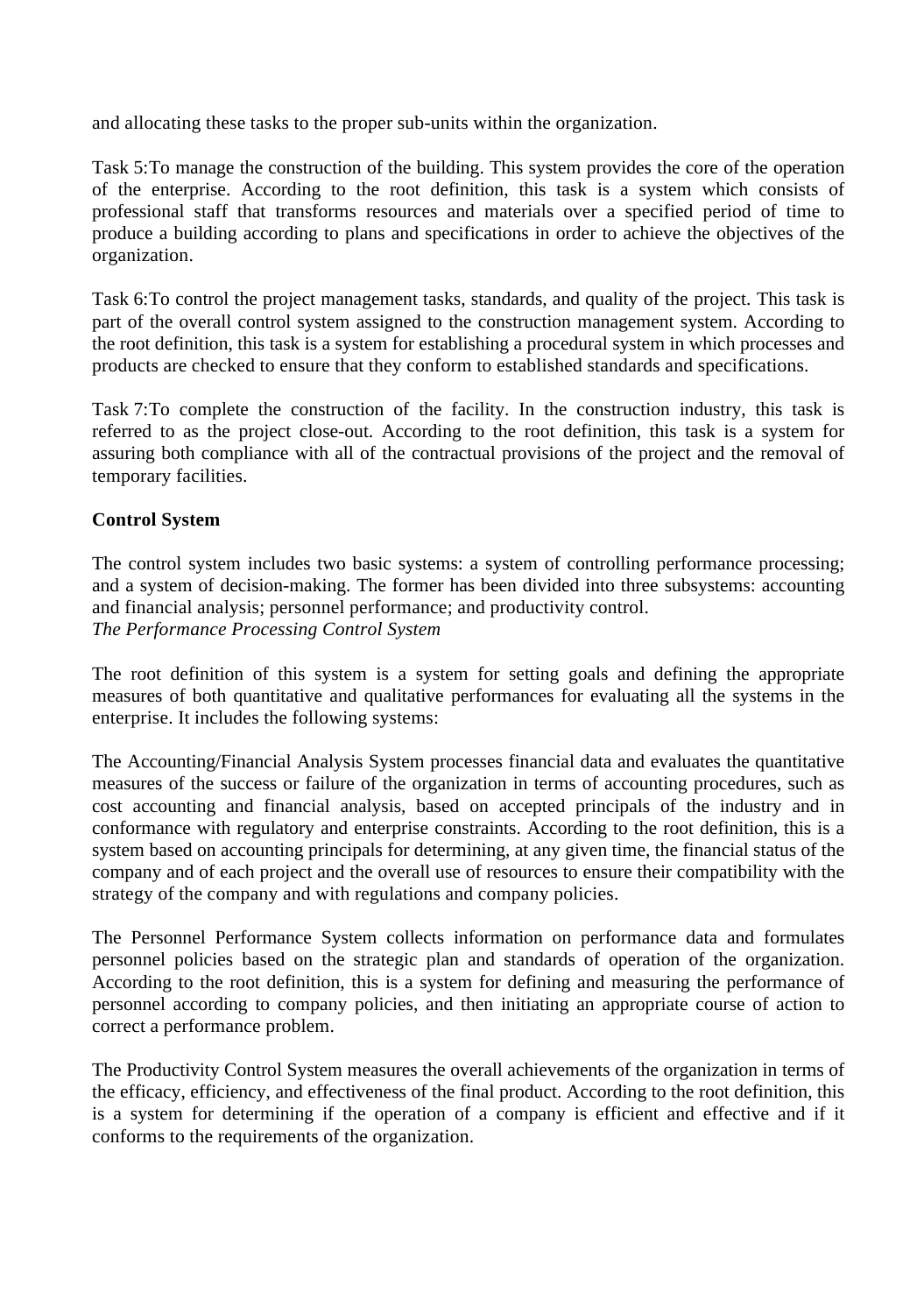and allocating these tasks to the proper sub-units within the organization.

Task 5:To manage the construction of the building. This system provides the core of the operation of the enterprise. According to the root definition, this task is a system which consists of professional staff that transforms resources and materials over a specified period of time to produce a building according to plans and specifications in order to achieve the objectives of the organization.

Task 6:To control the project management tasks, standards, and quality of the project. This task is part of the overall control system assigned to the construction management system. According to the root definition, this task is a system for establishing a procedural system in which processes and products are checked to ensure that they conform to established standards and specifications.

Task 7:To complete the construction of the facility. In the construction industry, this task is referred to as the project close-out. According to the root definition, this task is a system for assuring both compliance with all of the contractual provisions of the project and the removal of temporary facilities.

**Control System**

The control system includes two basic systems: a system of controlling performance processing; and a system of decision-making. The former has been divided into three subsystems: accounting and financial analysis; personnel performance; and productivity control.

*The Performance Processing Control System*

The root definition of this system is a system for setting goals and defining the appropriate measures of both quantitative and qualitative performances for evaluating all the systems in the enterprise. It includes the following systems:

The Accounting/Financial Analysis System processes financial data and evaluates the quantitative measures of the success or failure of the organization in terms of accounting procedures, such as cost accounting and financial analysis, based on accepted principals of the industry and in conformance with regulatory and enterprise constraints. According to the root definition, this is a system based on accounting principals for determining, at any given time, the financial status of the company and of each project and the overall use of resources to ensure their compatibility with the strategy of the company and with regulations and company policies.

The Personnel Performance System collects information on performance data and formulates personnel policies based on the strategic plan and standards of operation of the organization. According to the root definition, this is a system for defining and measuring the performance of personnel according to company policies, and then initiating an appropriate course of action to correct a performance problem.

The Productivity Control System measures the overall achievements of the organization in terms of the efficacy, efficiency, and effectiveness of the final product. According to the root definition, this is a system for determining if the operation of a company is efficient and effective and if it conforms to the requirements of the organization.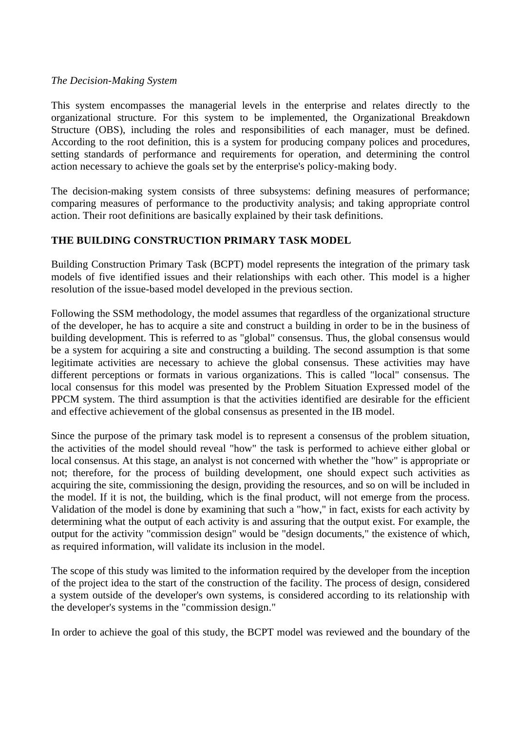*The Decision-Making System*

This system encompasses the managerial levels in the enterprise and relates directly to the organizational structure. For this system to be implemented, the Organizational Breakdown Structure (OBS), including the roles and responsibilities of each manager, must be defined. According to the root definition, this is a system for producing company polices and procedures, setting standards of performance and requirements for operation, and determining the control action necessary to achieve the goals set by the enterprise's policy-making body.

The decision-making system consists of three subsystems: defining measures of performance; comparing measures of performance to the productivity analysis; and taking appropriate control action. Their root definitions are basically explained by their task definitions.

## THE BUILDING CONSTRUCTION PRIMARY TASK MODEL

Building Construction Primary Task (BCPT) model represents the integration of the primary task models of five identified issues and their relationships with each other. This model is a higher resolution of the issue-based model developed in the previous section.

Following the SSM methodology, the model assumes that regardless of the organizational structure of the developer, he has to acquire a site and construct a building in order to be in the business of building development. This is referred to as "global" consensus. Thus, the global consensus would be a system for acquiring a site and constructing a building. The second assumption is that some legitimate activities are necessary to achieve the global consensus. These activities may have different perceptions or formats in various organizations. This is called "local" consensus. The local consensus for this model was presented by the Problem Situation Expressed model of the PPCM system. The third assumption is that the activities identified are desirable for the efficient and effective achievement of the global consensus as presented in the IB model.

Since the purpose of the primary task model is to represent a consensus of the problem situation, the activities of the model should reveal "how" the task is performed to achieve either global or local consensus. At this stage, an analyst is not concerned with whether the "how" is appropriate or not; therefore, for the process of building development, one should expect such activities as acquiring the site, commissioning the design, providing the resources, and so on will be included in the model. If it is not, the building, which is the final product, will not emerge from the process. Validation of the model is done by examining that such a "how," in fact, exists for each activity by determining what the output of each activity is and assuring that the output exist. For example, the output for the activity "commission design" would be "design documents," the existence of which, as required information, will validate its inclusion in the model.

The scope of this study was limited to the information required by the developer from the inception of the project idea to the start of the construction of the facility. The process of design, considered a system outside of the developer's own systems, is considered according to its relationship with the developer's systems in the "commission design."

In order to achieve the goal of this study, the BCPT model was reviewed and the boundary of the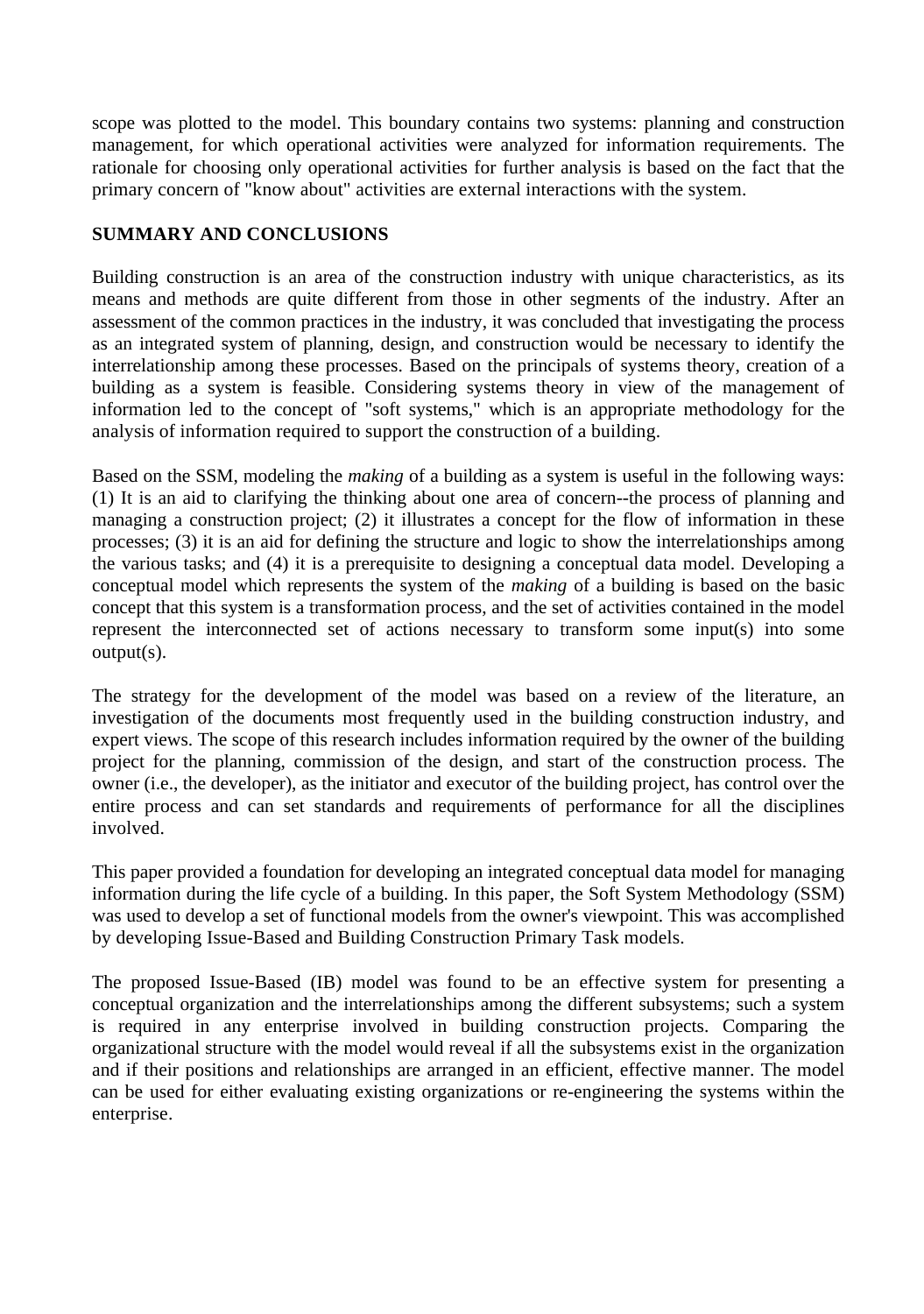scope was plotted to the model. This boundary contains two systems: planning and construction management, for which operational activities were analyzed for information requirements. The rationale for choosing only operational activities for further analysis is based on the fact that the primary concern of "know about" activities are external interactions with the system.

## SUMMARY AND CONCLUSIONS

Building construction is an area of the construction industry with unique characteristics, as its means and methods are quite different from those in other segments of the industry. After an assessment of the common practices in the industry, it was concluded that investigating the process as an integrated system of planning, design, and construction would be necessary to identify the interrelationship among these processes. Based on the principals of systems theory, creation of a building as a system is feasible. Considering systems theory in view of the management of information led to the concept of "soft systems," which is an appropriate methodology for the analysis of information required to support the construction of a building.

Based on the SSM, modeling the *making* of a building as a system is useful in the following ways: (1) It is an aid to clarifying the thinking about one area of concern--the process of planning and managing a construction project; (2) it illustrates a concept for the flow of information in these processes; (3) it is an aid for defining the structure and logic to show the interrelationships among the various tasks; and (4) it is a prerequisite to designing a conceptual data model. Developing a conceptual model which represents the system of the *making* of a building is based on the basic concept that this system is a transformation process, and the set of activities contained in the model represent the interconnected set of actions necessary to transform some input(s) into some output(s).

The strategy for the development of the model was based on a review of the literature, an investigation of the documents most frequently used in the building construction industry, and expert views. The scope of this research includes information required by the owner of the building project for the planning, commission of the design, and start of the construction process. The owner (i.e., the developer), as the initiator and executor of the building project, has control over the entire process and can set standards and requirements of performance for all the disciplines involved.

This paper provided a foundation for developing an integrated conceptual data model for managing information during the life cycle of a building. In this paper, the Soft System Methodology (SSM) was used to develop a set of functional models from the owner's viewpoint. This was accomplished by developing Issue-Based and Building Construction Primary Task models.

The proposed Issue-Based (IB) model was found to be an effective system for presenting a conceptual organization and the interrelationships among the different subsystems; such a system is required in any enterprise involved in building construction projects. Comparing the organizational structure with the model would reveal if all the subsystems exist in the organization and if their positions and relationships are arranged in an efficient, effective manner. The model can be used for either evaluating existing organizations or re-engineering the systems within the enterprise.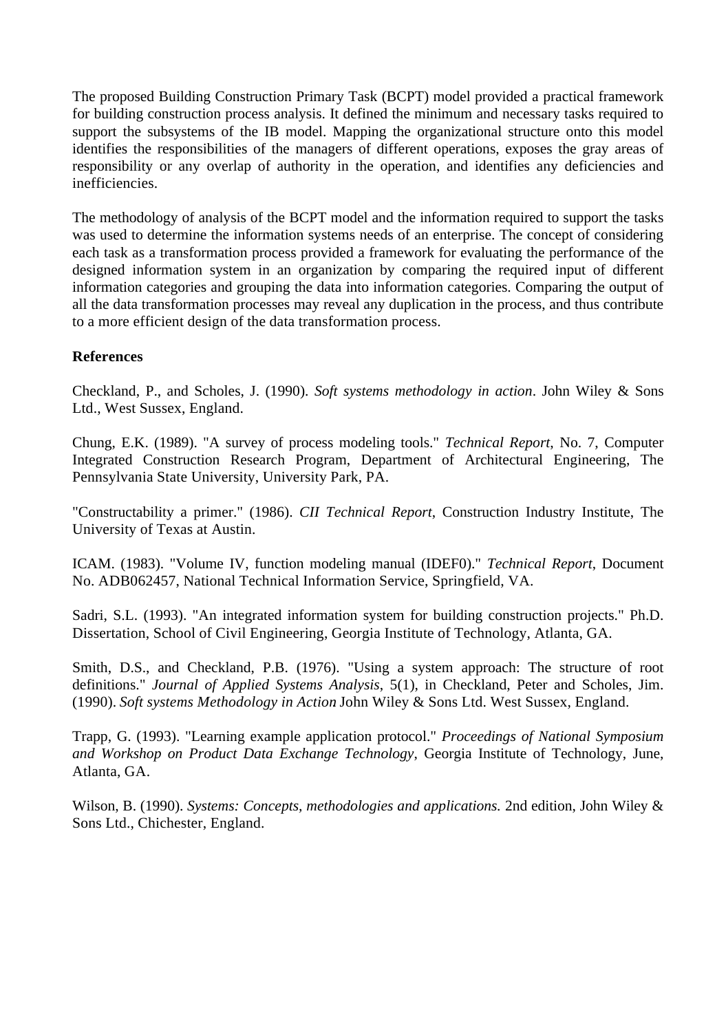The proposed Building Construction Primary Task (BCPT) model provided a practical framework for building construction process analysis. It defined the minimum and necessary tasks required to support the subsystems of the IB model. Mapping the organizational structure onto this model identifies the responsibilities of the managers of different operations, exposes the gray areas of responsibility or any overlap of authority in the operation, and identifies any deficiencies and inefficiencies.

The methodology of analysis of the BCPT model and the information required to support the tasks was used to determine the information systems needs of an enterprise. The concept of considering each task as a transformation process provided a framework for evaluating the performance of the designed information system in an organization by comparing the required input of different information categories and grouping the data into information categories. Comparing the output of all the data transformation processes may reveal any duplication in the process, and thus contribute to a more efficient design of the data transformation process.

## References

Checkland, P., and Scholes, J. (1990). *Soft systems methodology in action*. John Wiley & Sons Ltd., West Sussex, England.

Chung, E.K. (1989). "A survey of process modeling tools." *Technical Report*, No. 7, Computer Integrated Construction Research Program, Department of Architectural Engineering, The Pennsylvania State University, University Park, PA.

"Constructability a primer." (1986). *CII Technical Report*, Construction Industry Institute, The University of Texas at Austin.

ICAM. (1983). "Volume IV, function modeling manual (IDEF0)." *Technical Report*, Document No. ADB062457, National Technical Information Service, Springfield, VA.

Sadri, S.L. (1993). "An integrated information system for building construction projects." Ph.D. Dissertation, School of Civil Engineering, Georgia Institute of Technology, Atlanta, GA.

Smith, D.S., and Checkland, P.B. (1976). "Using a system approach: The structure of root definitions." *Journal of Applied Systems Analysis*, 5(1), in Checkland, Peter and Scholes, Jim. (1990). *Soft systems Methodology in Action* John Wiley & Sons Ltd. West Sussex, England.

Trapp, G. (1993). "Learning example application protocol." *Proceedings of National Symposium and Workshop on Product Data Exchange Technology*, Georgia Institute of Technology, June, Atlanta, GA.

Wilson, B. (1990). *Systems: Concepts, methodologies and applications.* 2nd edition, John Wiley & Sons Ltd., Chichester, England.